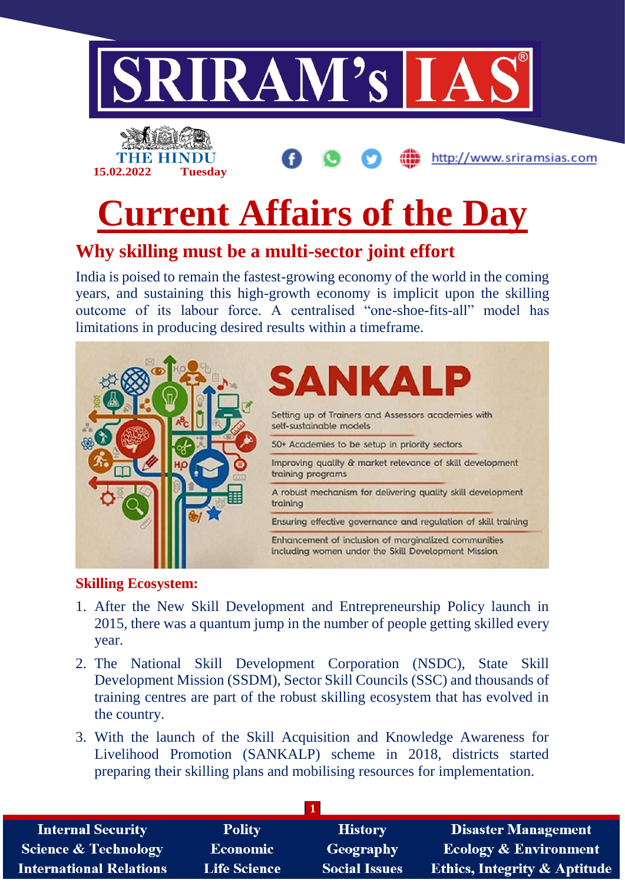# Current Affairs of the Day

## Why skilling must be a multi-sector joint effort

India is poised to remain the fastest-growing economy of the world in the coming years, and sustaining this high-growth economy is implicit upon the skilling outcome of its labour force. A centralised "one-shoe-fits-all" model has limitations in producing desired results within a timeframe.

### Skilling Ecosystem:

1. After the New Skill Development and Entrepreneurship Policy launch in 2015, there was a quantum jump in the number of people getting skilled every year.
2. The National Skill Development Corporation (NSDC), State Skill Development Mission (SSDM), Sector Skill Councils (SSC) and thousands of training centres are part of the robust skilling ecosystem that has evolved in the country.
3. With the launch of the Skill Acquisition and Knowledge Awareness for Livelihood Promotion (SANKALP) scheme in 2018, districts started preparing their skilling plans and mobilising resources for implementation.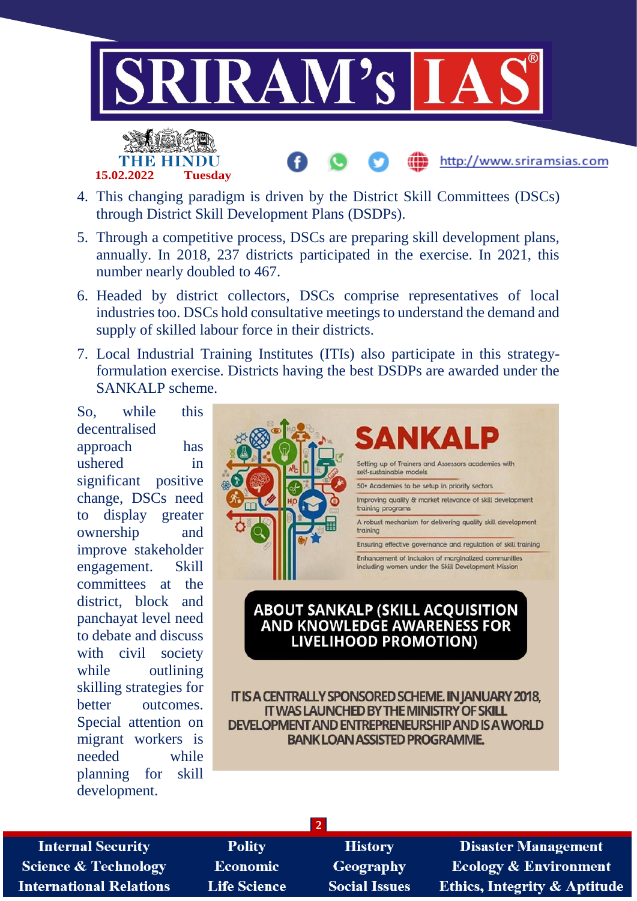4. This changing paradigm is driven by the District Skill Committees (DSCs) through District Skill Development Plans (DSDPs).
5. Through a competitive process, DSCs are preparing skill development plans, annually. In 2018, 237 districts participated in the exercise. In 2021, this number nearly doubled to 467.
6. Headed by district collectors, DSCs comprise representatives of local industries too. DSCs hold consultative meetings to understand the demand and supply of skilled labour force in their districts.
7. Local Industrial Training Institutes (ITIs) also participate in this strategy-formulation exercise. Districts having the best DSDPs are awarded under the SANKALP scheme.

So, while this decentralised approach has ushered in significant positive change, DSCs need to display greater ownership and improve stakeholder engagement. Skill committees at the district, block and panchayat level need to debate and discuss with civil society while outlining skilling strategies for better outcomes. Special attention on migrant workers is needed while planning for skill development.

## SANKALP

- Setting up of Trainers and Assessors academies with self-sustainable models
- 50+ Academies to be setup in priority sectors
- Improving quality & market relevance of skill development training programs
- A robust mechanism for delivering quality skill development training
- Ensuring effective governance and regulation of skill training
- Enhancement of inclusion of marginalized communities including women under the Skill Development Mission

### ABOUT SANKALP (SKILL ACQUISITION AND KNOWLEDGE AWARENESS FOR LIVELIHOOD PROMOTION)

IT IS A CENTRALLY SPONSORED SCHEME. IN JANUARY 2018, IT WAS LAUNCHED BY THE MINISTRY OF SKILL DEVELOPMENT AND ENTREPRENEURSHIP AND IS A WORLD BANK LOAN ASSISTED PROGRAMME.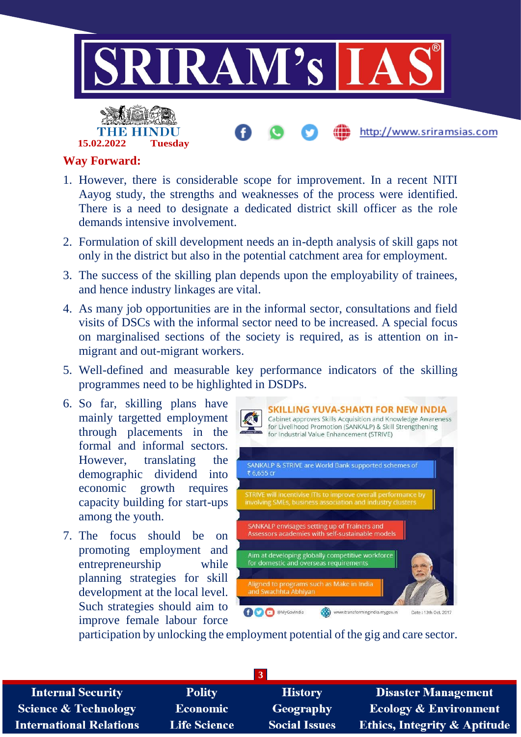## Way Forward:

1. However, there is considerable scope for improvement. In a recent NITI Aayog study, the strengths and weaknesses of the process were identified. There is a need to designate a dedicated district skill officer as the role demands intensive involvement.
2. Formulation of skill development needs an in-depth analysis of skill gaps not only in the district but also in the potential catchment area for employment.
3. The success of the skilling plan depends upon the employability of trainees, and hence industry linkages are vital.
4. As many job opportunities are in the informal sector, consultations and field visits of DSCs with the informal sector need to be increased. A special focus on marginalised sections of the society is required, as is attention on in-migrant and out-migrant workers.
5. Well-defined and measurable key performance indicators of the skilling programmes need to be highlighted in DSDPs.
6. So far, skilling plans have mainly targetted employment through placements in the formal and informal sectors. However, translating the demographic dividend into economic growth requires capacity building for start-ups among the youth.
7. The focus should be on promoting employment and entrepreneurship while planning strategies for skill development at the local level. Such strategies should aim to improve female labour force participation by unlocking the employment potential of the gig and care sector.

**SKILLING YUVA-SHAKTI FOR NEW INDIA**

Cabinet approves Skills Acquisition and Knowledge Awareness for Livelihood Promotion (SANKALP) & Skill Strengthening for Industrial Value Enhancement (STRIVE)

- SANKALP & STRIVE are World Bank supported schemes of ₹ 6,655 cr
- STRIVE will incentivise ITIs to improve overall performance by involving SMEs, business association and industry clusters
- SANKALP envisages setting up of Trainers and Assessors academies with self-sustainable models
- Aim at developing globally competitive workforce for domestic and overseas requirements
- Aligned to programs such as Make in India and Swachhta Abhiyan

@MyGovIndia | www.transformingindia.mygov.in | Date : 13th Oct. 2017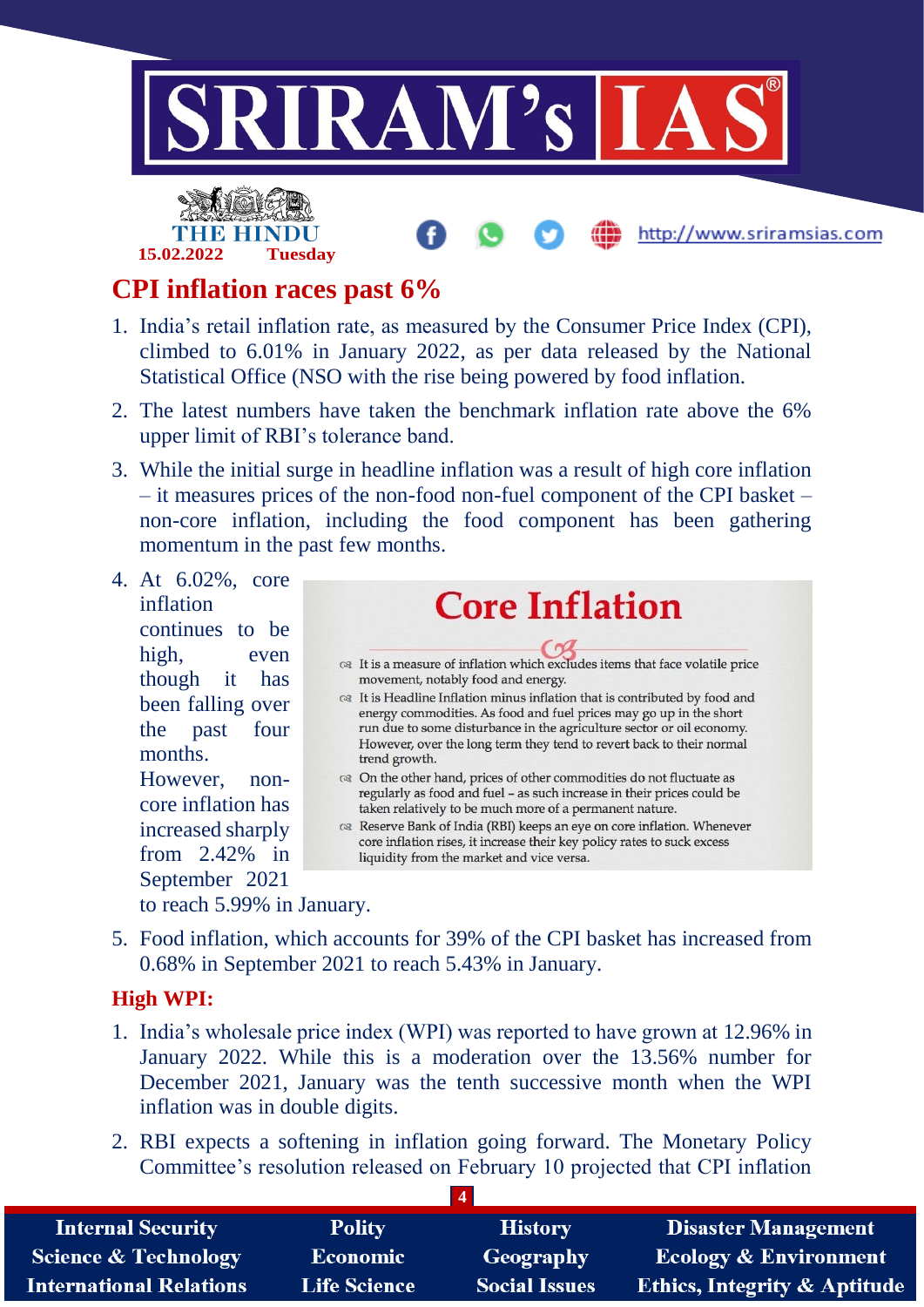# CPI inflation races past 6%

1. India's retail inflation rate, as measured by the Consumer Price Index (CPI), climbed to 6.01% in January 2022, as per data released by the National Statistical Office (NSO with the rise being powered by food inflation.
2. The latest numbers have taken the benchmark inflation rate above the 6% upper limit of RBI's tolerance band.
3. While the initial surge in headline inflation was a result of high core inflation – it measures prices of the non-food non-fuel component of the CPI basket – non-core inflation, including the food component has been gathering momentum in the past few months.
4. At 6.02%, core inflation continues to be high, even though it has been falling over the past four months. However, non-core inflation has increased sharply from 2.42% in September 2021 to reach 5.99% in January.

## Core Inflation

- It is a measure of inflation which excludes items that face volatile price movement, notably food and energy.
- It is Headline Inflation minus inflation that is contributed by food and energy commodities. As food and fuel prices may go up in the short run due to some disturbance in the agriculture sector or oil economy. However, over the long term they tend to revert back to their normal trend growth.
- On the other hand, prices of other commodities do not fluctuate as regularly as food and fuel – as such increase in their prices could be taken relatively to be much more of a permanent nature.
- Reserve Bank of India (RBI) keeps an eye on core inflation. Whenever core inflation rises, it increase their key policy rates to suck excess liquidity from the market and vice versa.

5. Food inflation, which accounts for 39% of the CPI basket has increased from 0.68% in September 2021 to reach 5.43% in January.

## High WPI:

1. India's wholesale price index (WPI) was reported to have grown at 12.96% in January 2022. While this is a moderation over the 13.56% number for December 2021, January was the tenth successive month when the WPI inflation was in double digits.
2. RBI expects a softening in inflation going forward. The Monetary Policy Committee's resolution released on February 10 projected that CPI inflation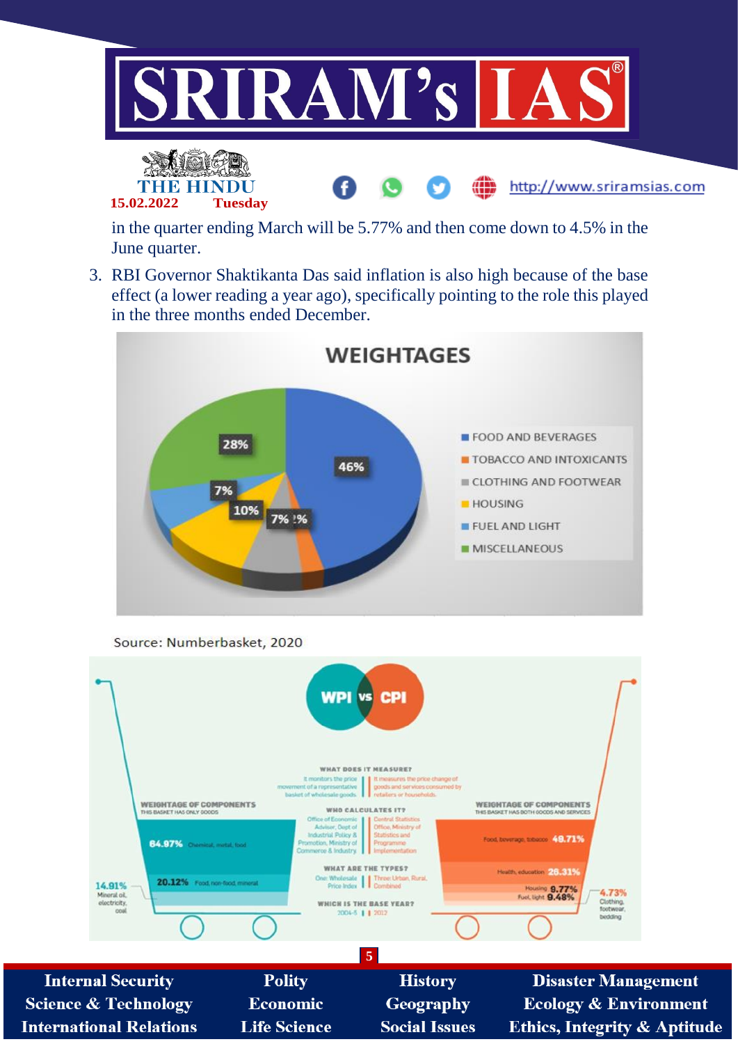in the quarter ending March will be 5.77% and then come down to 4.5% in the June quarter.

3. RBI Governor Shaktikanta Das said inflation is also high because of the base effect (a lower reading a year ago), specifically pointing to the role this played in the three months ended December.

**WEIGHTAGES**

- FOOD AND BEVERAGES — 46%
- TOBACCO AND INTOXICANTS — 2%
- CLOTHING AND FOOTWEAR — 7%
- HOUSING — 10%
- FUEL AND LIGHT — 7%
- MISCELLANEOUS — 28%

Source: Numberbasket, 2020

**WPI vs CPI**

| | WPI | CPI |
|---|---|---|
| What does it measure? | It monitors the price movement of a representative basket of wholesale goods | It measures the price change of goods and services consumed by retailers or households |
| Who calculates it? | Office of Economic Advisor, Dept of Industrial Policy & Promotion, Ministry of Commerce & Industry | Central Statistics Office, Ministry of Statistics and Programme Implementation |
| What are the types? | One: Wholesale Price Index | Three: Urban, Rural, Combined |
| Which is the base year? | 2004-5 | 2012 |

**WPI – Weightage of components** (This basket has only goods)
- 64.97% Chemical, metal, food
- 20.12% Food, non-food, mineral
- 14.91% Mineral oil, electricity, coal

**CPI – Weightage of components** (This basket has both goods and services)
- Food, beverage, tobacco 49.71%
- Health, education 28.31%
- Housing 9.77%
- Fuel, light 9.48%
- 4.73% Clothing, footwear, bedding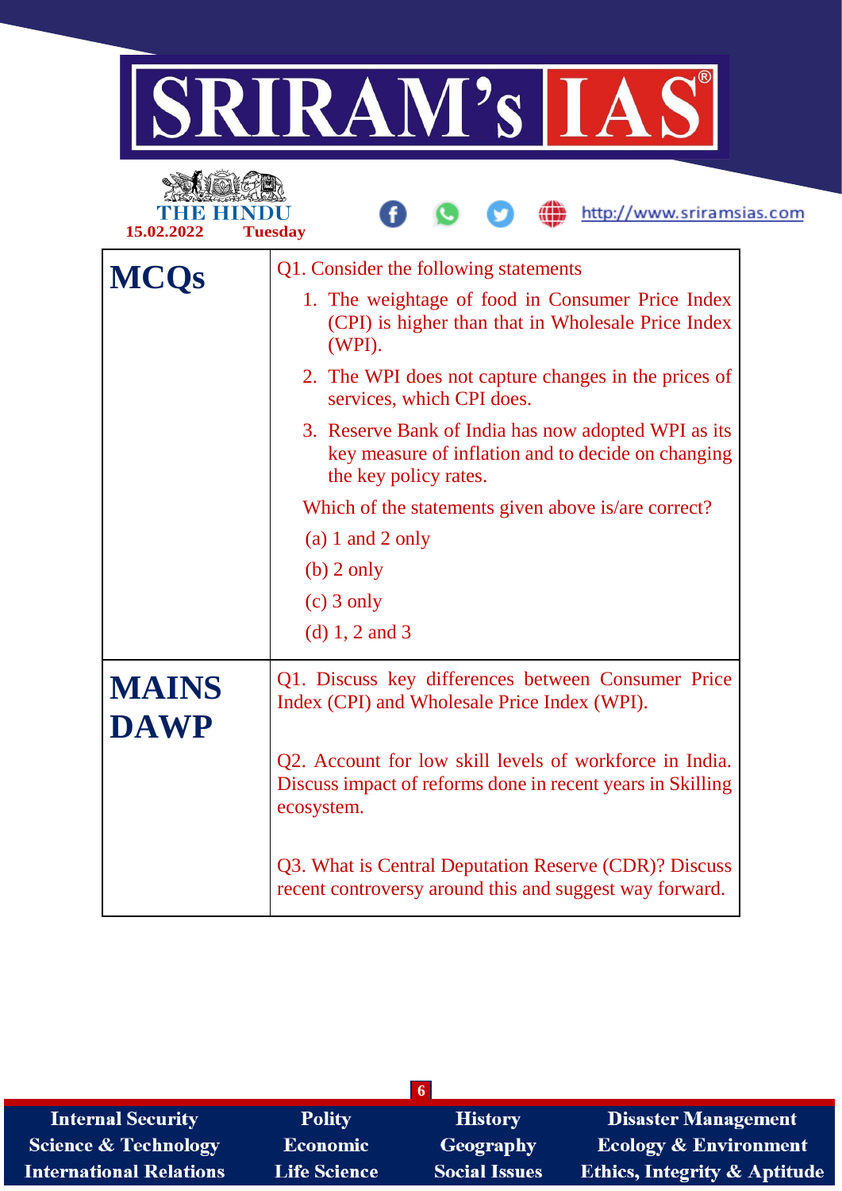| | |
|---|---|
| **MCQs** | Q1. Consider the following statements<br>1. The weightage of food in Consumer Price Index (CPI) is higher than that in Wholesale Price Index (WPI).<br>2. The WPI does not capture changes in the prices of services, which CPI does.<br>3. Reserve Bank of India has now adopted WPI as its key measure of inflation and to decide on changing the key policy rates.<br>Which of the statements given above is/are correct?<br>(a) 1 and 2 only<br>(b) 2 only<br>(c) 3 only<br>(d) 1, 2 and 3 |
| **MAINS DAWP** | Q1. Discuss key differences between Consumer Price Index (CPI) and Wholesale Price Index (WPI).<br><br>Q2. Account for low skill levels of workforce in India. Discuss impact of reforms done in recent years in Skilling ecosystem.<br><br>Q3. What is Central Deputation Reserve (CDR)? Discuss recent controversy around this and suggest way forward. |